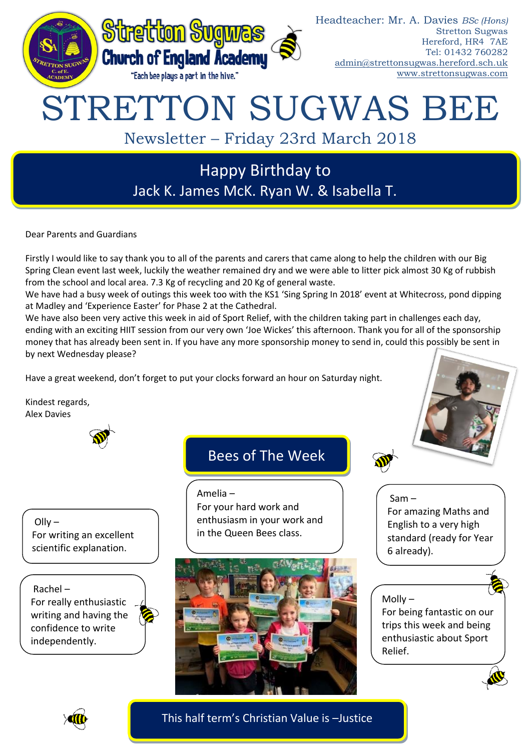Stretton Sugwas
Church of England Academy
"Each bee plays a part in the hive."

Headteacher: Mr. A. Davies *BSc (Hons)*
Stretton Sugwas
Hereford, HR4 7AE
Tel: 01432 760282
admin@strettonsugwas.hereford.sch.uk
www.strettonsugwas.com

# STRETTON SUGWAS BEE

## Newsletter – Friday 23rd March 2018

**Happy Birthday to**
**Jack K. James McK. Ryan W. & Isabella T.**

Dear Parents and Guardians

Firstly I would like to say thank you to all of the parents and carers that came along to help the children with our Big Spring Clean event last week, luckily the weather remained dry and we were able to litter pick almost 30 Kg of rubbish from the school and local area. 7.3 Kg of recycling and 20 Kg of general waste.

We have had a busy week of outings this week too with the KS1 'Sing Spring In 2018' event at Whitecross, pond dipping at Madley and 'Experience Easter' for Phase 2 at the Cathedral.

We have also been very active this week in aid of Sport Relief, with the children taking part in challenges each day, ending with an exciting HIIT session from our very own 'Joe Wickes' this afternoon. Thank you for all of the sponsorship money that has already been sent in. If you have any more sponsorship money to send in, could this possibly be sent in by next Wednesday please?

Have a great weekend, don't forget to put your clocks forward an hour on Saturday night.

Kindest regards,
Alex Davies

## Bees of The Week

**Amelia –**
For your hard work and enthusiasm in your work and in the Queen Bees class.

**Olly –**
For writing an excellent scientific explanation.

**Rachel –**
For really enthusiastic writing and having the confidence to write independently.

**Sam –**
For amazing Maths and English to a very high standard (ready for Year 6 already).

**Molly –**
For being fantastic on our trips this week and being enthusiastic about Sport Relief.

**This half term's Christian Value is –Justice**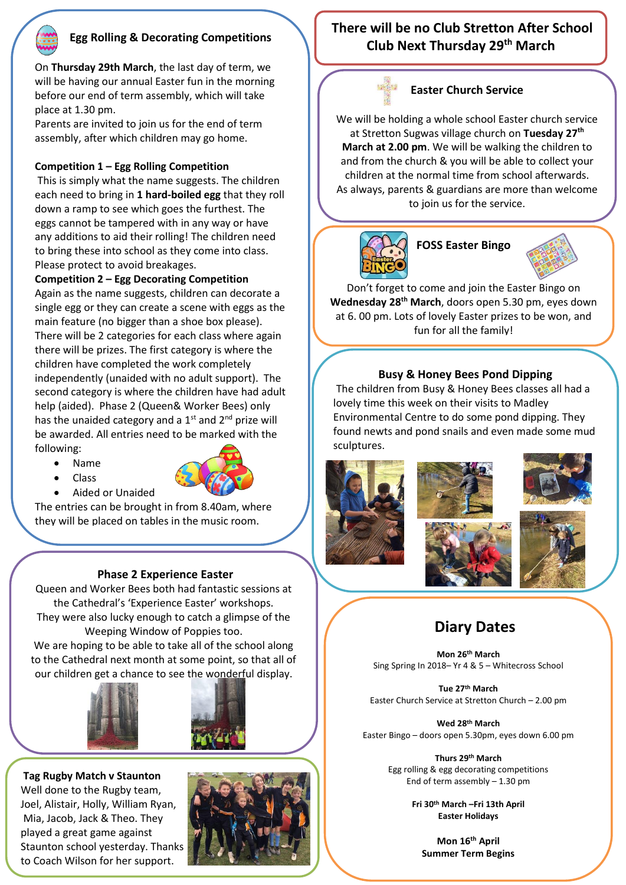## Egg Rolling & Decorating Competitions

On **Thursday 29th March**, the last day of term, we will be having our annual Easter fun in the morning before our end of term assembly, which will take place at 1.30 pm.
Parents are invited to join us for the end of term assembly, after which children may go home.

**Competition 1 – Egg Rolling Competition**
This is simply what the name suggests. The children each need to bring in **1 hard-boiled egg** that they roll down a ramp to see which goes the furthest. The eggs cannot be tampered with in any way or have any additions to aid their rolling! The children need to bring these into school as they come into class. Please protect to avoid breakages.

**Competition 2 – Egg Decorating Competition**
Again as the name suggests, children can decorate a single egg or they can create a scene with eggs as the main feature (no bigger than a shoe box please). There will be 2 categories for each class where again there will be prizes. The first category is where the children have completed the work completely independently (unaided with no adult support). The second category is where the children have had adult help (aided). Phase 2 (Queen& Worker Bees) only has the unaided category and a 1st and 2nd prize will be awarded. All entries need to be marked with the following:

- Name
- Class
- Aided or Unaided

The entries can be brought in from 8.40am, where they will be placed on tables in the music room.

## Phase 2 Experience Easter

Queen and Worker Bees both had fantastic sessions at the Cathedral's 'Experience Easter' workshops. They were also lucky enough to catch a glimpse of the Weeping Window of Poppies too.
We are hoping to be able to take all of the school along to the Cathedral next month at some point, so that all of our children get a chance to see the wonderful display.

## Tag Rugby Match v Staunton

Well done to the Rugby team, Joel, Alistair, Holly, William Ryan, Mia, Jacob, Jack & Theo. They played a great game against Staunton school yesterday. Thanks to Coach Wilson for her support.

## There will be no Club Stretton After School Club Next Thursday 29th March

## Easter Church Service

We will be holding a whole school Easter church service at Stretton Sugwas village church on **Tuesday 27th March at 2.00 pm**. We will be walking the children to and from the church & you will be able to collect your children at the normal time from school afterwards. As always, parents & guardians are more than welcome to join us for the service.

## FOSS Easter Bingo

Don't forget to come and join the Easter Bingo on **Wednesday 28th March**, doors open 5.30 pm, eyes down at 6. 00 pm. Lots of lovely Easter prizes to be won, and fun for all the family!

## Busy & Honey Bees Pond Dipping

The children from Busy & Honey Bees classes all had a lovely time this week on their visits to Madley Environmental Centre to do some pond dipping. They found newts and pond snails and even made some mud sculptures.

## Diary Dates

**Mon 26th March**
Sing Spring In 2018– Yr 4 & 5 – Whitecross School

**Tue 27th March**
Easter Church Service at Stretton Church – 2.00 pm

**Wed 28th March**
Easter Bingo – doors open 5.30pm, eyes down 6.00 pm

**Thurs 29th March**
Egg rolling & egg decorating competitions
End of term assembly – 1.30 pm

**Fri 30th March –Fri 13th April**
**Easter Holidays**

**Mon 16th April**
**Summer Term Begins**